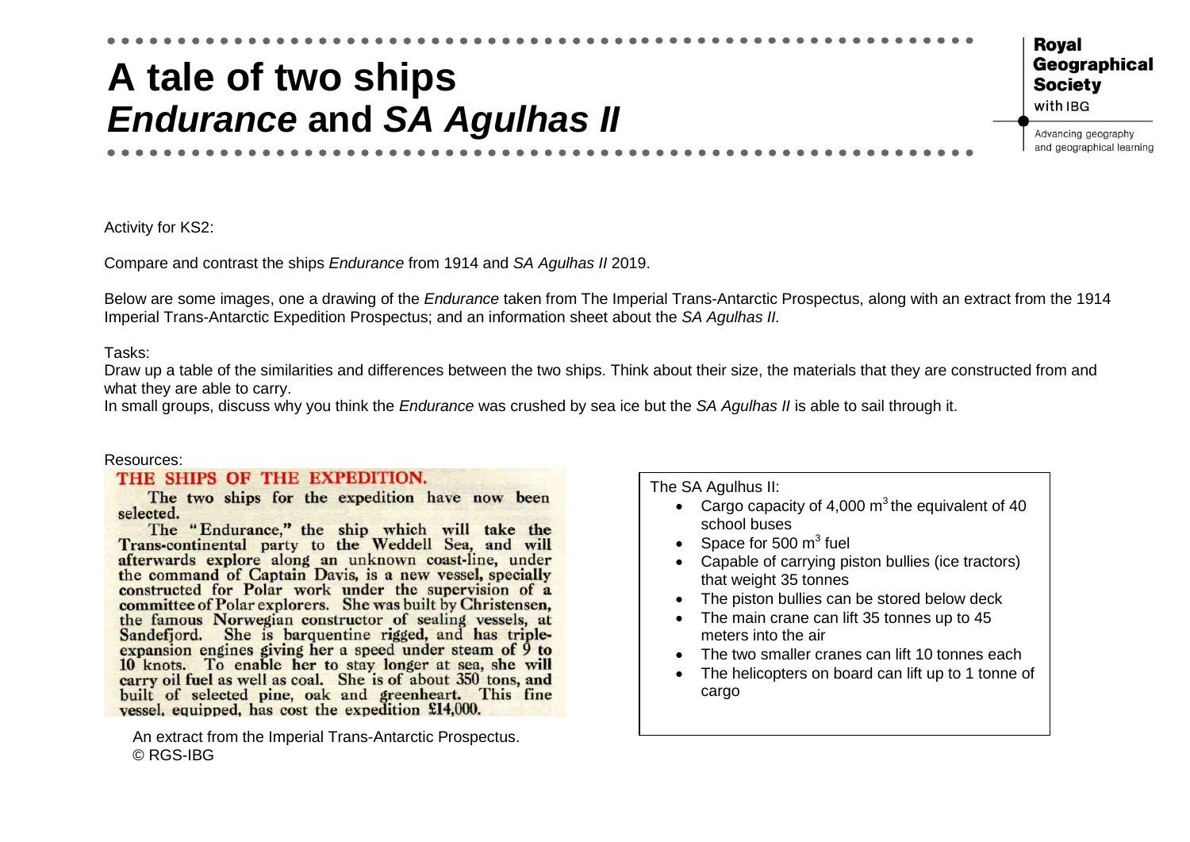# A tale of two ships
# *Endurance* and *SA Agulhas II*

Royal Geographical Society with IBG

Advancing geography and geographical learning

Activity for KS2:

Compare and contrast the ships *Endurance* from 1914 and *SA Agulhas II* 2019.

Below are some images, one a drawing of the *Endurance* taken from The Imperial Trans-Antarctic Prospectus, along with an extract from the 1914 Imperial Trans-Antarctic Expedition Prospectus; and an information sheet about the *SA Agulhas II.*

Tasks:

Draw up a table of the similarities and differences between the two ships. Think about their size, the materials that they are constructed from and what they are able to carry.

In small groups, discuss why you think the *Endurance* was crushed by sea ice but the *SA Agulhas II* is able to sail through it.

Resources:

**THE SHIPS OF THE EXPEDITION.**

The two ships for the expedition have now been selected.

The "Endurance," the ship which will take the Trans-continental party to the Weddell Sea, and will afterwards explore along an unknown coast-line, under the command of Captain Davis, is a new vessel, specially constructed for Polar work under the supervision of a committee of Polar explorers. She was built by Christensen, the famous Norwegian constructor of sealing vessels, at Sandefjord. She is barquentine rigged, and has triple-expansion engines giving her a speed under steam of 9 to 10 knots. To enable her to stay longer at sea, she will carry oil fuel as well as coal. She is of about 350 tons, and built of selected pine, oak and greenheart. This fine vessel, equipped, has cost the expedition £14,000.

An extract from the Imperial Trans-Antarctic Prospectus. © RGS-IBG

The SA Agulhus II:

- Cargo capacity of 4,000 $m^3$ the equivalent of 40 school buses
- Space for 500 $m^3$ fuel
- Capable of carrying piston bullies (ice tractors) that weight 35 tonnes
- The piston bullies can be stored below deck
- The main crane can lift 35 tonnes up to 45 meters into the air
- The two smaller cranes can lift 10 tonnes each
- The helicopters on board can lift up to 1 tonne of cargo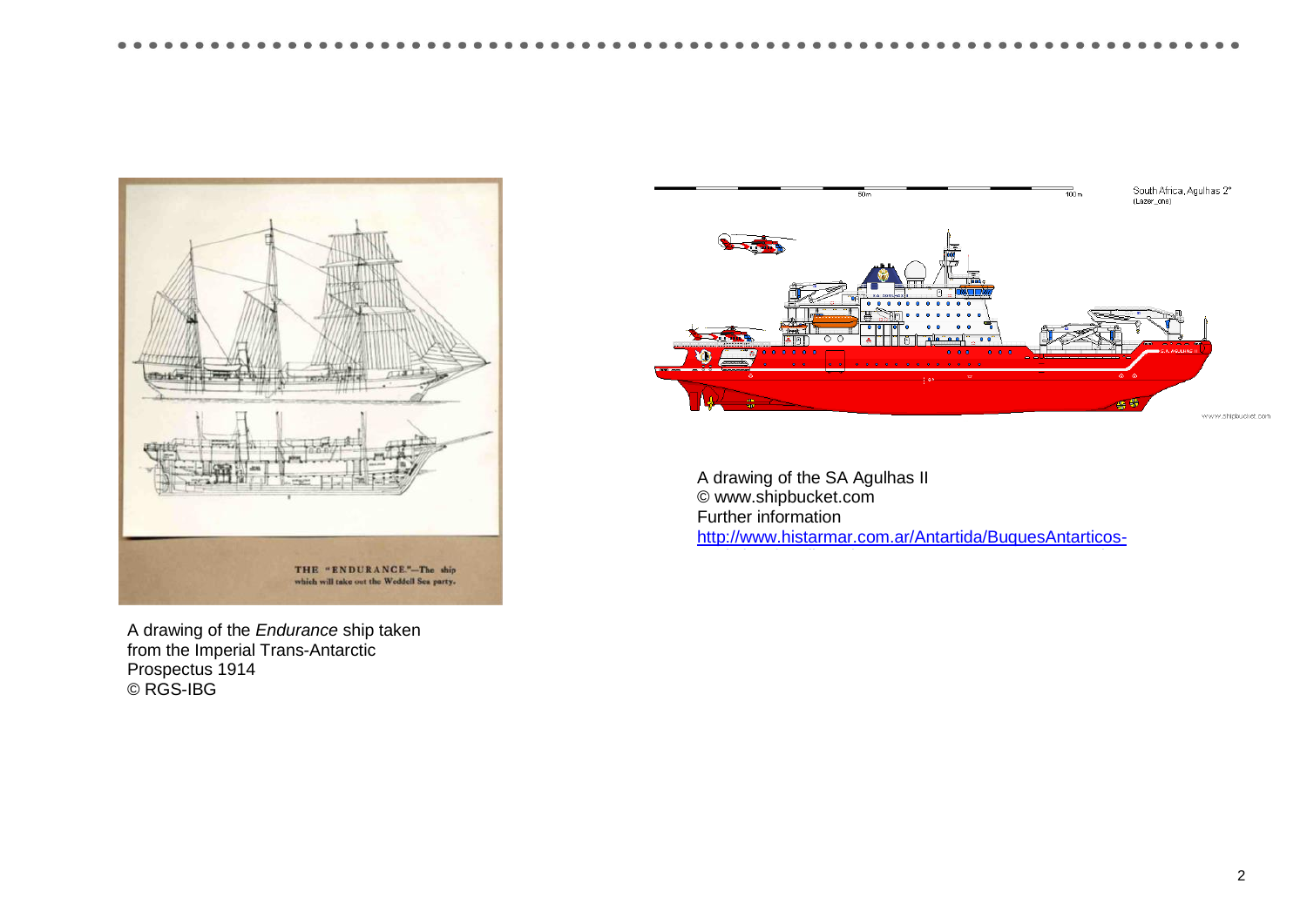A drawing of the *Endurance* ship taken from the Imperial Trans-Antarctic Prospectus 1914
© RGS-IBG

A drawing of the SA Agulhas II
© www.shipbucket.com
Further information
http://www.histarmar.com.ar/Antartida/BuquesAntarticos-